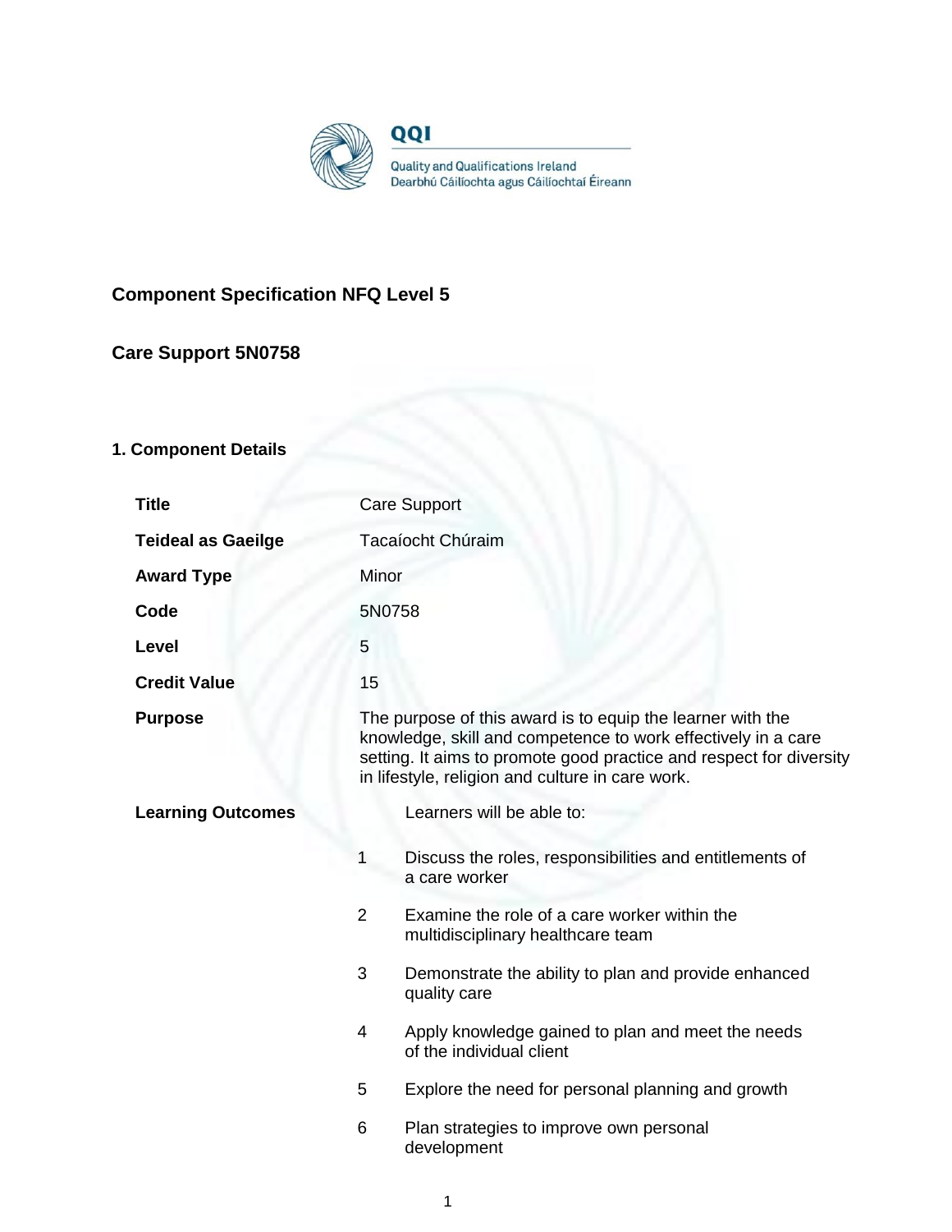# Component Specification NFQ Level 5

## Care Support 5N0758

### 1. Component Details

| | |
|---|---|
| **Title** | Care Support |
| **Teideal as Gaeilge** | Tacaíocht Chúraim |
| **Award Type** | Minor |
| **Code** | 5N0758 |
| **Level** | 5 |
| **Credit Value** | 15 |
| **Purpose** | The purpose of this award is to equip the learner with the knowledge, skill and competence to work effectively in a care setting. It aims to promote good practice and respect for diversity in lifestyle, religion and culture in care work. |
| **Learning Outcomes** | Learners will be able to: |

1. Discuss the roles, responsibilities and entitlements of a care worker
2. Examine the role of a care worker within the multidisciplinary healthcare team
3. Demonstrate the ability to plan and provide enhanced quality care
4. Apply knowledge gained to plan and meet the needs of the individual client
5. Explore the need for personal planning and growth
6. Plan strategies to improve own personal development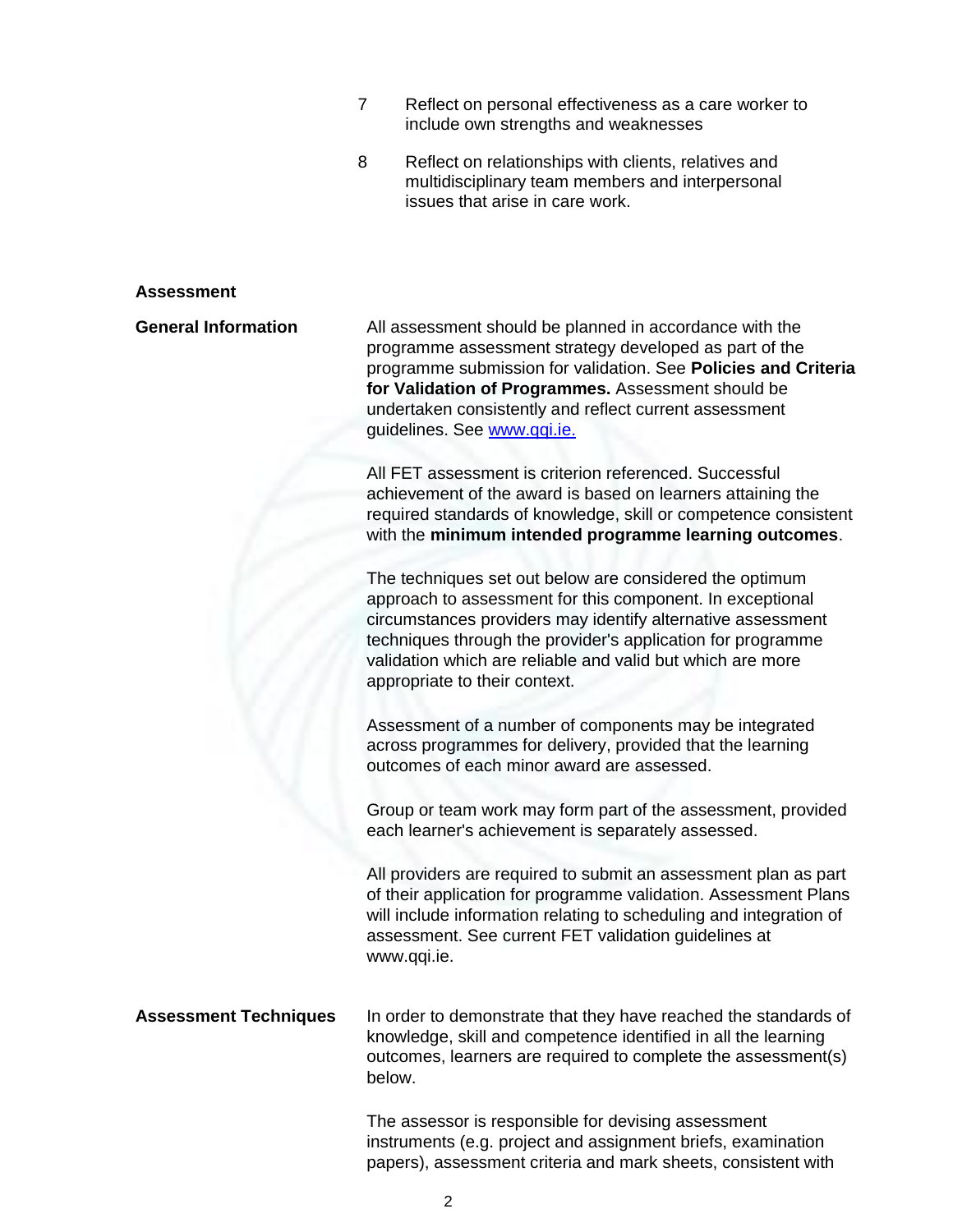7. Reflect on personal effectiveness as a care worker to include own strengths and weaknesses

8. Reflect on relationships with clients, relatives and multidisciplinary team members and interpersonal issues that arise in care work.

## Assessment

**General Information**

All assessment should be planned in accordance with the programme assessment strategy developed as part of the programme submission for validation. See **Policies and Criteria for Validation of Programmes.** Assessment should be undertaken consistently and reflect current assessment guidelines. See [www.qqi.ie.](http://www.qqi.ie)

All FET assessment is criterion referenced. Successful achievement of the award is based on learners attaining the required standards of knowledge, skill or competence consistent with the **minimum intended programme learning outcomes**.

The techniques set out below are considered the optimum approach to assessment for this component. In exceptional circumstances providers may identify alternative assessment techniques through the provider's application for programme validation which are reliable and valid but which are more appropriate to their context.

Assessment of a number of components may be integrated across programmes for delivery, provided that the learning outcomes of each minor award are assessed.

Group or team work may form part of the assessment, provided each learner's achievement is separately assessed.

All providers are required to submit an assessment plan as part of their application for programme validation. Assessment Plans will include information relating to scheduling and integration of assessment. See current FET validation guidelines at www.qqi.ie.

**Assessment Techniques**

In order to demonstrate that they have reached the standards of knowledge, skill and competence identified in all the learning outcomes, learners are required to complete the assessment(s) below.

The assessor is responsible for devising assessment instruments (e.g. project and assignment briefs, examination papers), assessment criteria and mark sheets, consistent with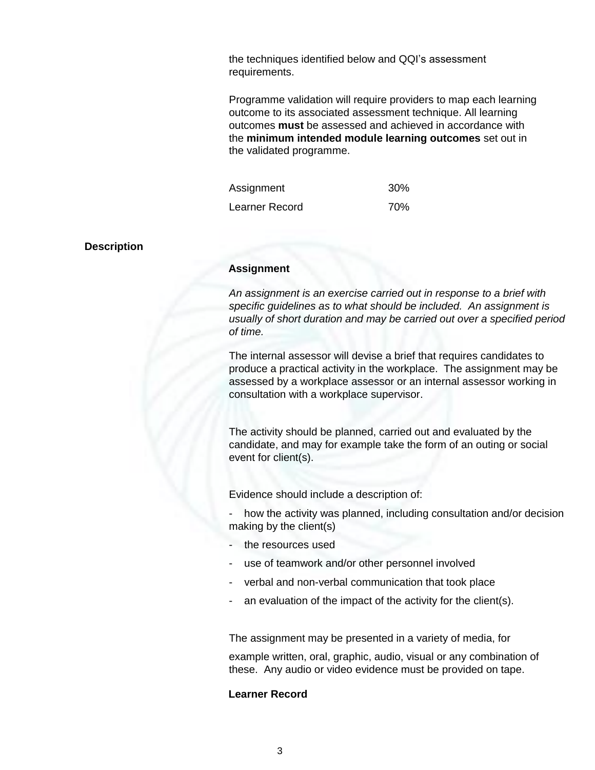the techniques identified below and QQI's assessment requirements.

Programme validation will require providers to map each learning outcome to its associated assessment technique. All learning outcomes **must** be assessed and achieved in accordance with the **minimum intended module learning outcomes** set out in the validated programme.

| | |
|---|---|
| Assignment | 30% |
| Learner Record | 70% |

**Description**

**Assignment**

*An assignment is an exercise carried out in response to a brief with specific guidelines as to what should be included. An assignment is usually of short duration and may be carried out over a specified period of time.*

The internal assessor will devise a brief that requires candidates to produce a practical activity in the workplace. The assignment may be assessed by a workplace assessor or an internal assessor working in consultation with a workplace supervisor.

The activity should be planned, carried out and evaluated by the candidate, and may for example take the form of an outing or social event for client(s).

Evidence should include a description of:

- how the activity was planned, including consultation and/or decision making by the client(s)
- the resources used
- use of teamwork and/or other personnel involved
- verbal and non-verbal communication that took place
- an evaluation of the impact of the activity for the client(s).

The assignment may be presented in a variety of media, for example written, oral, graphic, audio, visual or any combination of these. Any audio or video evidence must be provided on tape.

**Learner Record**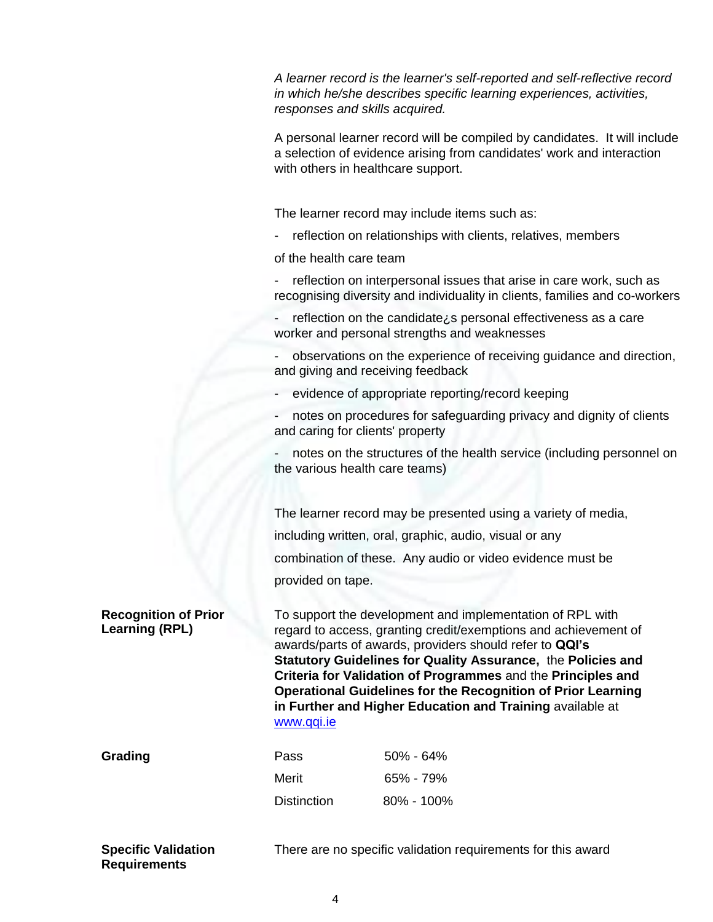*A learner record is the learner's self-reported and self-reflective record in which he/she describes specific learning experiences, activities, responses and skills acquired.*

A personal learner record will be compiled by candidates. It will include a selection of evidence arising from candidates' work and interaction with others in healthcare support.

The learner record may include items such as:

- reflection on relationships with clients, relatives, members of the health care team
- reflection on interpersonal issues that arise in care work, such as recognising diversity and individuality in clients, families and co-workers
- reflection on the candidate¿s personal effectiveness as a care worker and personal strengths and weaknesses
- observations on the experience of receiving guidance and direction, and giving and receiving feedback
- evidence of appropriate reporting/record keeping
- notes on procedures for safeguarding privacy and dignity of clients and caring for clients' property
- notes on the structures of the health service (including personnel on the various health care teams)

The learner record may be presented using a variety of media, including written, oral, graphic, audio, visual or any combination of these. Any audio or video evidence must be provided on tape.

**Recognition of Prior Learning (RPL)**

To support the development and implementation of RPL with regard to access, granting credit/exemptions and achievement of awards/parts of awards, providers should refer to **QQI's Statutory Guidelines for Quality Assurance,** the **Policies and Criteria for Validation of Programmes** and the **Principles and Operational Guidelines for the Recognition of Prior Learning in Further and Higher Education and Training** available at www.qqi.ie

**Grading**

| | |
|---|---|
| Pass | 50% - 64% |
| Merit | 65% - 79% |
| Distinction | 80% - 100% |

**Specific Validation Requirements**

There are no specific validation requirements for this award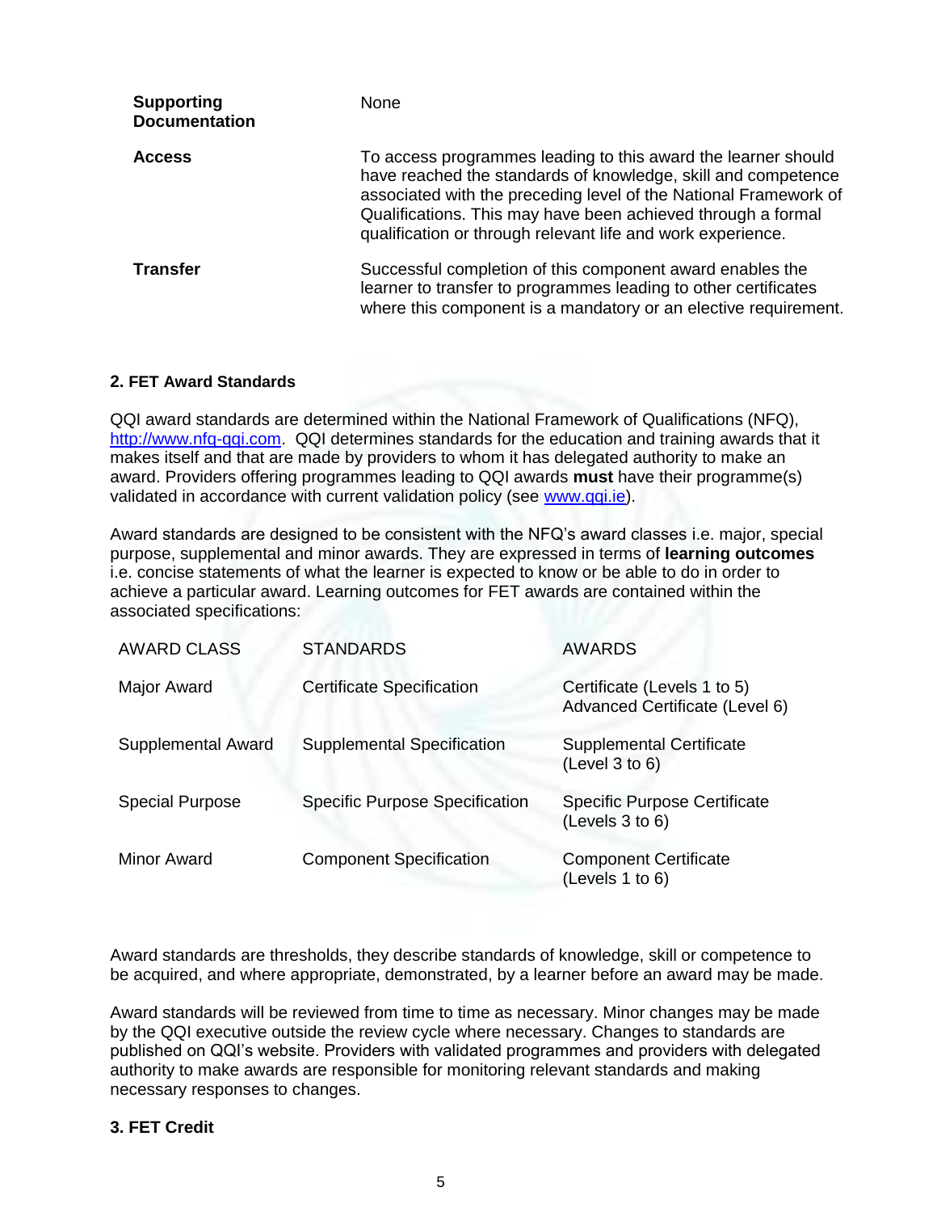| | |
|---|---|
| **Supporting Documentation** | None |
| **Access** | To access programmes leading to this award the learner should have reached the standards of knowledge, skill and competence associated with the preceding level of the National Framework of Qualifications. This may have been achieved through a formal qualification or through relevant life and work experience. |
| **Transfer** | Successful completion of this component award enables the learner to transfer to programmes leading to other certificates where this component is a mandatory or an elective requirement. |

## 2. FET Award Standards

QQI award standards are determined within the National Framework of Qualifications (NFQ), [http://www.nfq-qqi.com](http://www.nfq-qqi.com). QQI determines standards for the education and training awards that it makes itself and that are made by providers to whom it has delegated authority to make an award. Providers offering programmes leading to QQI awards **must** have their programme(s) validated in accordance with current validation policy (see [www.qqi.ie](www.qqi.ie)).

Award standards are designed to be consistent with the NFQ's award classes i.e. major, special purpose, supplemental and minor awards. They are expressed in terms of **learning outcomes** i.e. concise statements of what the learner is expected to know or be able to do in order to achieve a particular award. Learning outcomes for FET awards are contained within the associated specifications:

| AWARD CLASS | STANDARDS | AWARDS |
|---|---|---|
| Major Award | Certificate Specification | Certificate (Levels 1 to 5)<br>Advanced Certificate (Level 6) |
| Supplemental Award | Supplemental Specification | Supplemental Certificate (Level 3 to 6) |
| Special Purpose | Specific Purpose Specification | Specific Purpose Certificate (Levels 3 to 6) |
| Minor Award | Component Specification | Component Certificate (Levels 1 to 6) |

Award standards are thresholds, they describe standards of knowledge, skill or competence to be acquired, and where appropriate, demonstrated, by a learner before an award may be made.

Award standards will be reviewed from time to time as necessary. Minor changes may be made by the QQI executive outside the review cycle where necessary. Changes to standards are published on QQI's website. Providers with validated programmes and providers with delegated authority to make awards are responsible for monitoring relevant standards and making necessary responses to changes.

## 3. FET Credit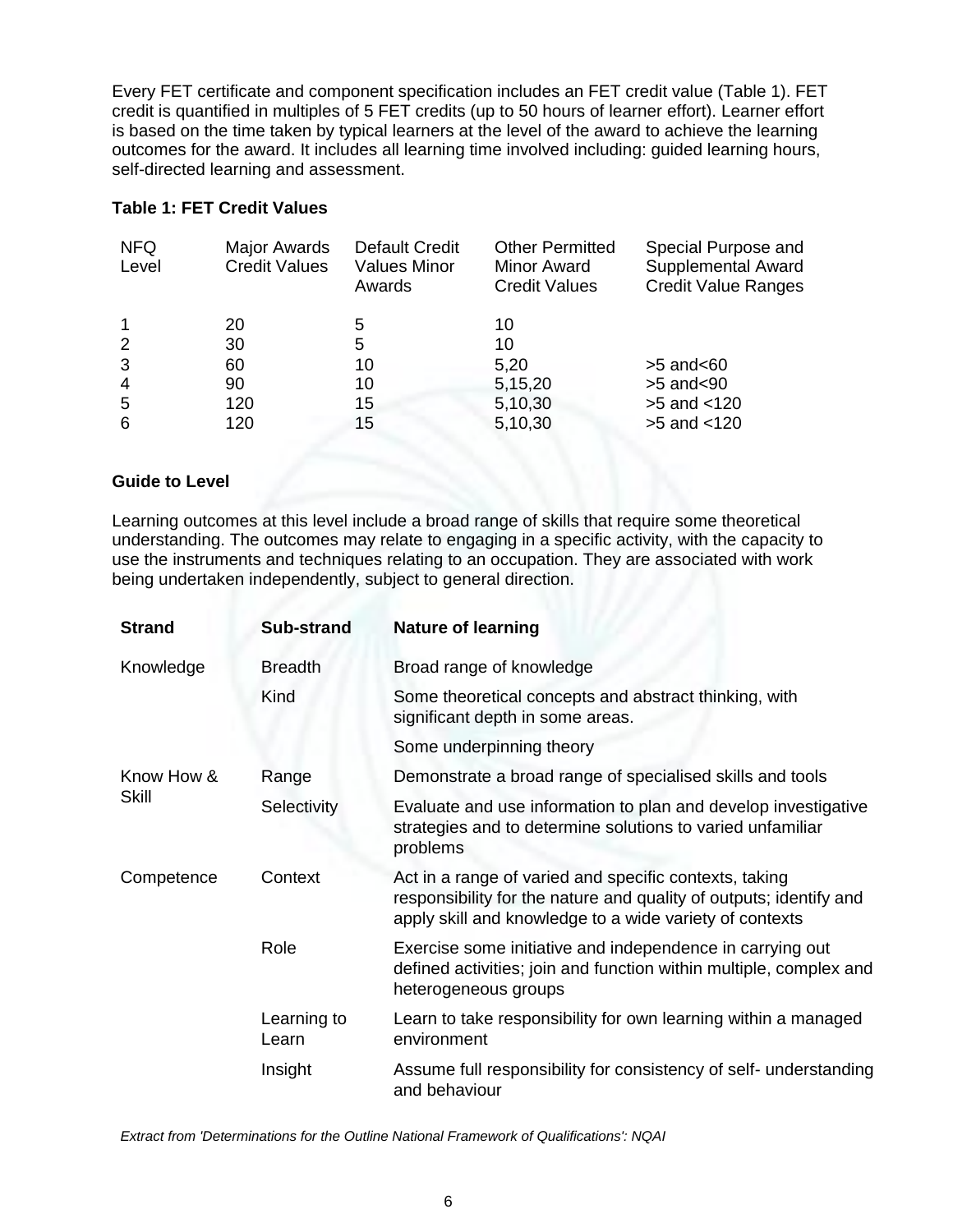Every FET certificate and component specification includes an FET credit value (Table 1). FET credit is quantified in multiples of 5 FET credits (up to 50 hours of learner effort). Learner effort is based on the time taken by typical learners at the level of the award to achieve the learning outcomes for the award. It includes all learning time involved including: guided learning hours, self-directed learning and assessment.

**Table 1: FET Credit Values**

| NFQ Level | Major Awards Credit Values | Default Credit Values Minor Awards | Other Permitted Minor Award Credit Values | Special Purpose and Supplemental Award Credit Value Ranges |
|---|---|---|---|---|
| 1 | 20 | 5 | 10 | |
| 2 | 30 | 5 | 10 | |
| 3 | 60 | 10 | 5,20 | >5 and<60 |
| 4 | 90 | 10 | 5,15,20 | >5 and<90 |
| 5 | 120 | 15 | 5,10,30 | >5 and <120 |
| 6 | 120 | 15 | 5,10,30 | >5 and <120 |

**Guide to Level**

Learning outcomes at this level include a broad range of skills that require some theoretical understanding. The outcomes may relate to engaging in a specific activity, with the capacity to use the instruments and techniques relating to an occupation. They are associated with work being undertaken independently, subject to general direction.

| Strand | Sub-strand | Nature of learning |
|---|---|---|
| Knowledge | Breadth | Broad range of knowledge |
| | Kind | Some theoretical concepts and abstract thinking, with significant depth in some areas. |
| | | Some underpinning theory |
| Know How & Skill | Range | Demonstrate a broad range of specialised skills and tools |
| | Selectivity | Evaluate and use information to plan and develop investigative strategies and to determine solutions to varied unfamiliar problems |
| Competence | Context | Act in a range of varied and specific contexts, taking responsibility for the nature and quality of outputs; identify and apply skill and knowledge to a wide variety of contexts |
| | Role | Exercise some initiative and independence in carrying out defined activities; join and function within multiple, complex and heterogeneous groups |
| | Learning to Learn | Learn to take responsibility for own learning within a managed environment |
| | Insight | Assume full responsibility for consistency of self- understanding and behaviour |

*Extract from 'Determinations for the Outline National Framework of Qualifications': NQAI*